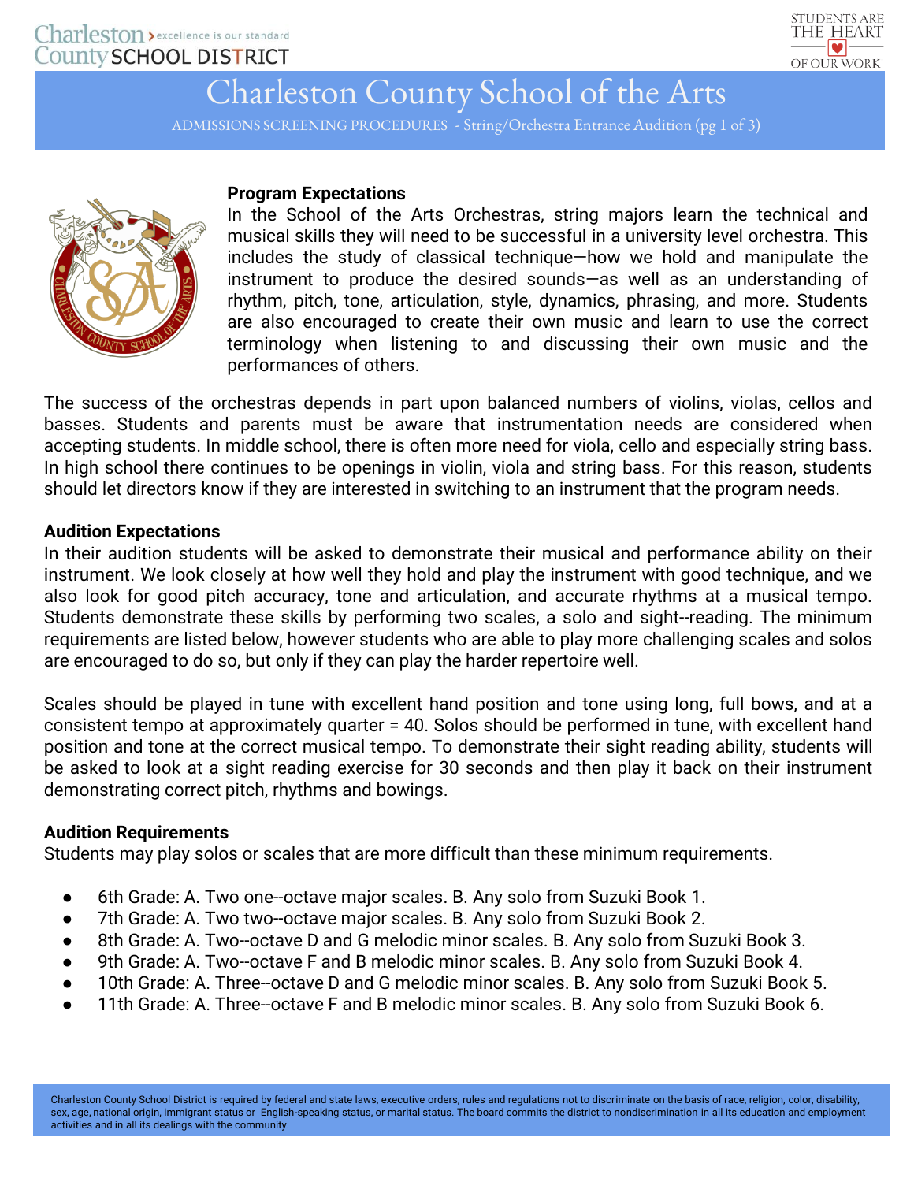# Charleston County School of the Arts

ADMISSIONS SCREENING PROCEDURES - String/Orchestra Entrance Audition (pg 1 of 3)

### Program Expectations

In the School of the Arts Orchestras, string majors learn the technical and musical skills they will need to be successful in a university level orchestra. This includes the study of classical technique—how we hold and manipulate the instrument to produce the desired sounds—as well as an understanding of rhythm, pitch, tone, articulation, style, dynamics, phrasing, and more. Students are also encouraged to create their own music and learn to use the correct terminology when listening to and discussing their own music and the performances of others.

The success of the orchestras depends in part upon balanced numbers of violins, violas, cellos and basses. Students and parents must be aware that instrumentation needs are considered when accepting students. In middle school, there is often more need for viola, cello and especially string bass. In high school there continues to be openings in violin, viola and string bass. For this reason, students should let directors know if they are interested in switching to an instrument that the program needs.

### Audition Expectations

In their audition students will be asked to demonstrate their musical and performance ability on their instrument. We look closely at how well they hold and play the instrument with good technique, and we also look for good pitch accuracy, tone and articulation, and accurate rhythms at a musical tempo. Students demonstrate these skills by performing two scales, a solo and sight--reading. The minimum requirements are listed below, however students who are able to play more challenging scales and solos are encouraged to do so, but only if they can play the harder repertoire well.

Scales should be played in tune with excellent hand position and tone using long, full bows, and at a consistent tempo at approximately quarter = 40. Solos should be performed in tune, with excellent hand position and tone at the correct musical tempo. To demonstrate their sight reading ability, students will be asked to look at a sight reading exercise for 30 seconds and then play it back on their instrument demonstrating correct pitch, rhythms and bowings.

### Audition Requirements

Students may play solos or scales that are more difficult than these minimum requirements.

- 6th Grade: A. Two one--octave major scales. B. Any solo from Suzuki Book 1.
- 7th Grade: A. Two two--octave major scales. B. Any solo from Suzuki Book 2.
- 8th Grade: A. Two--octave D and G melodic minor scales. B. Any solo from Suzuki Book 3.
- 9th Grade: A. Two--octave F and B melodic minor scales. B. Any solo from Suzuki Book 4.
- 10th Grade: A. Three--octave D and G melodic minor scales. B. Any solo from Suzuki Book 5.
- 11th Grade: A. Three--octave F and B melodic minor scales. B. Any solo from Suzuki Book 6.

Charleston County School District is required by federal and state laws, executive orders, rules and regulations not to discriminate on the basis of race, religion, color, disability, sex, age, national origin, immigrant status or English-speaking status, or marital status. The board commits the district to nondiscrimination in all its education and employment activities and in all its dealings with the community.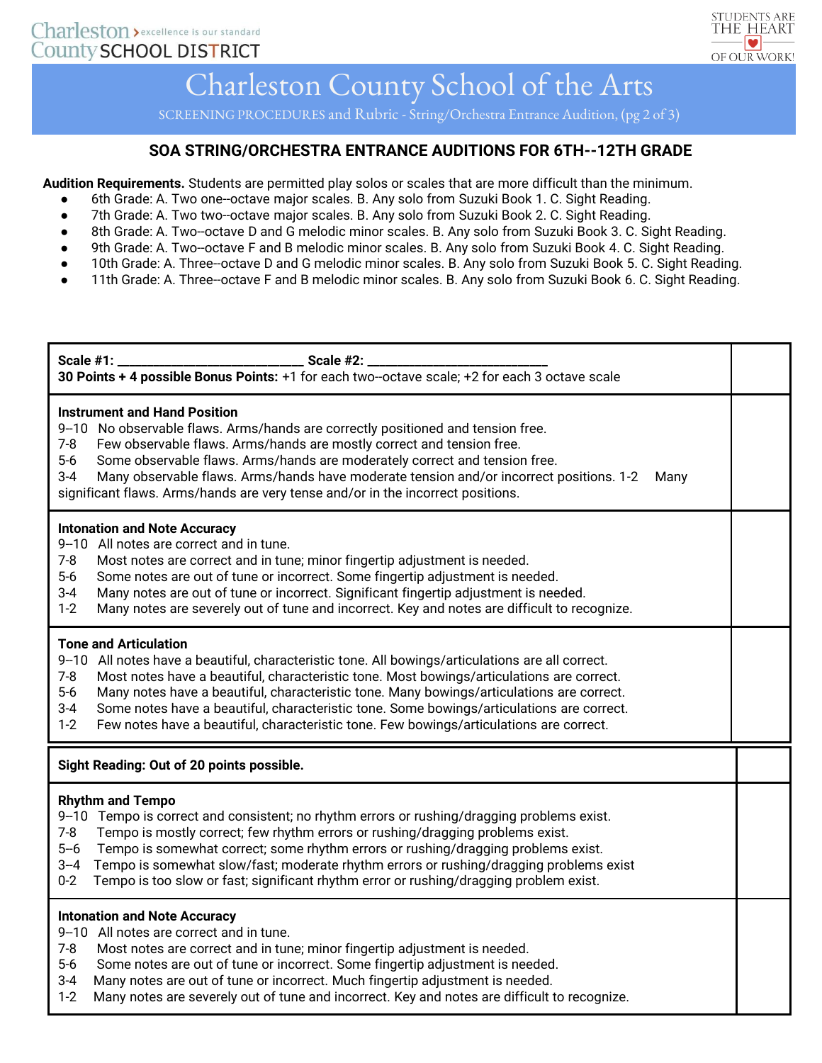# Charleston County School of the Arts

SCREENING PROCEDURES and Rubric - String/Orchestra Entrance Audition, (pg 2 of 3)

## SOA STRING/ORCHESTRA ENTRANCE AUDITIONS FOR 6TH--12TH GRADE

**Audition Requirements.** Students are permitted play solos or scales that are more difficult than the minimum.

- 6th Grade: A. Two one--octave major scales. B. Any solo from Suzuki Book 1. C. Sight Reading.
- 7th Grade: A. Two two--octave major scales. B. Any solo from Suzuki Book 2. C. Sight Reading.
- 8th Grade: A. Two--octave D and G melodic minor scales. B. Any solo from Suzuki Book 3. C. Sight Reading.
- 9th Grade: A. Two--octave F and B melodic minor scales. B. Any solo from Suzuki Book 4. C. Sight Reading.
- 10th Grade: A. Three--octave D and G melodic minor scales. B. Any solo from Suzuki Book 5. C. Sight Reading.
- 11th Grade: A. Three--octave F and B melodic minor scales. B. Any solo from Suzuki Book 6. C. Sight Reading.

| | |
|---|---|
| **Scale #1:** ___________________________ **Scale #2:** ___________________________<br>**30 Points + 4 possible Bonus Points:** +1 for each two--octave scale; +2 for each 3 octave scale | |
| **Instrument and Hand Position**<br>9--10 No observable flaws. Arms/hands are correctly positioned and tension free.<br>7-8 Few observable flaws. Arms/hands are mostly correct and tension free.<br>5-6 Some observable flaws. Arms/hands are moderately correct and tension free.<br>3-4 Many observable flaws. Arms/hands have moderate tension and/or incorrect positions. 1-2 Many significant flaws. Arms/hands are very tense and/or in the incorrect positions. | |
| **Intonation and Note Accuracy**<br>9--10 All notes are correct and in tune.<br>7-8 Most notes are correct and in tune; minor fingertip adjustment is needed.<br>5-6 Some notes are out of tune or incorrect. Some fingertip adjustment is needed.<br>3-4 Many notes are out of tune or incorrect. Significant fingertip adjustment is needed.<br>1-2 Many notes are severely out of tune and incorrect. Key and notes are difficult to recognize. | |
| **Tone and Articulation**<br>9--10 All notes have a beautiful, characteristic tone. All bowings/articulations are all correct.<br>7-8 Most notes have a beautiful, characteristic tone. Most bowings/articulations are correct.<br>5-6 Many notes have a beautiful, characteristic tone. Many bowings/articulations are correct.<br>3-4 Some notes have a beautiful, characteristic tone. Some bowings/articulations are correct.<br>1-2 Few notes have a beautiful, characteristic tone. Few bowings/articulations are correct. | |

| | |
|---|---|
| **Sight Reading: Out of 20 points possible.** | |
| **Rhythm and Tempo**<br>9--10 Tempo is correct and consistent; no rhythm errors or rushing/dragging problems exist.<br>7-8 Tempo is mostly correct; few rhythm errors or rushing/dragging problems exist.<br>5--6 Tempo is somewhat correct; some rhythm errors or rushing/dragging problems exist.<br>3--4 Tempo is somewhat slow/fast; moderate rhythm errors or rushing/dragging problems exist<br>0-2 Tempo is too slow or fast; significant rhythm error or rushing/dragging problem exist. | |
| **Intonation and Note Accuracy**<br>9--10 All notes are correct and in tune.<br>7-8 Most notes are correct and in tune; minor fingertip adjustment is needed.<br>5-6 Some notes are out of tune or incorrect. Some fingertip adjustment is needed.<br>3-4 Many notes are out of tune or incorrect. Much fingertip adjustment is needed.<br>1-2 Many notes are severely out of tune and incorrect. Key and notes are difficult to recognize. | |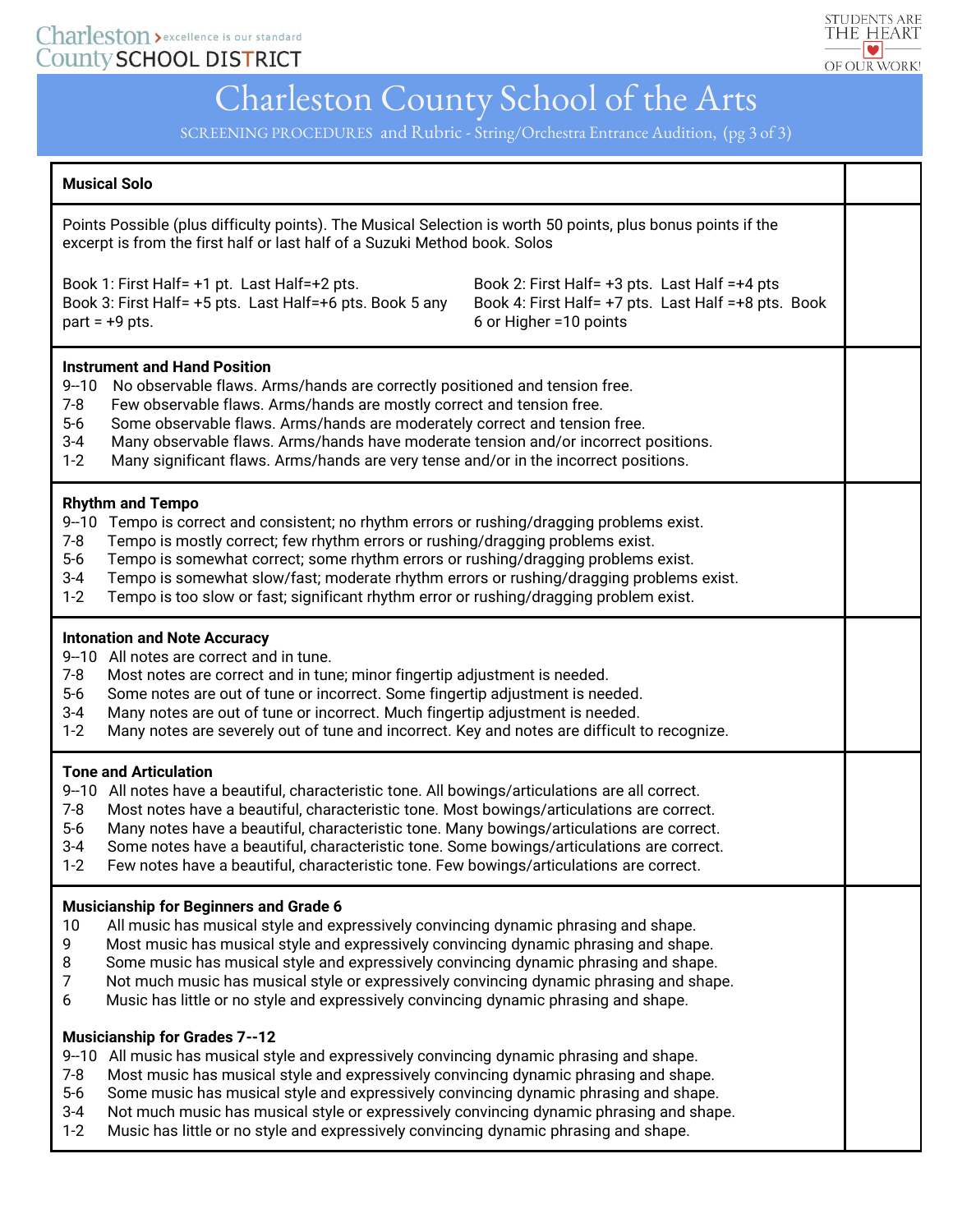# Charleston County School of the Arts

SCREENING PROCEDURES and Rubric - String/Orchestra Entrance Audition, (pg 3 of 3)

| **Musical Solo** | |
|---|---|
| Points Possible (plus difficulty points). The Musical Selection is worth 50 points, plus bonus points if the excerpt is from the first half or last half of a Suzuki Method book. Solos<br><br>Book 1: First Half= +1 pt. Last Half=+2 pts. Book 3: First Half= +5 pts. Last Half=+6 pts. Book 5 any part = +9 pts. Book 2: First Half= +3 pts. Last Half =+4 pts Book 4: First Half= +7 pts. Last Half =+8 pts. Book 6 or Higher =10 points | |
| **Instrument and Hand Position**<br>9--10 No observable flaws. Arms/hands are correctly positioned and tension free.<br>7-8 Few observable flaws. Arms/hands are mostly correct and tension free.<br>5-6 Some observable flaws. Arms/hands are moderately correct and tension free.<br>3-4 Many observable flaws. Arms/hands have moderate tension and/or incorrect positions.<br>1-2 Many significant flaws. Arms/hands are very tense and/or in the incorrect positions. | |
| **Rhythm and Tempo**<br>9--10 Tempo is correct and consistent; no rhythm errors or rushing/dragging problems exist.<br>7-8 Tempo is mostly correct; few rhythm errors or rushing/dragging problems exist.<br>5-6 Tempo is somewhat correct; some rhythm errors or rushing/dragging problems exist.<br>3-4 Tempo is somewhat slow/fast; moderate rhythm errors or rushing/dragging problems exist.<br>1-2 Tempo is too slow or fast; significant rhythm error or rushing/dragging problem exist. | |
| **Intonation and Note Accuracy**<br>9--10 All notes are correct and in tune.<br>7-8 Most notes are correct and in tune; minor fingertip adjustment is needed.<br>5-6 Some notes are out of tune or incorrect. Some fingertip adjustment is needed.<br>3-4 Many notes are out of tune or incorrect. Much fingertip adjustment is needed.<br>1-2 Many notes are severely out of tune and incorrect. Key and notes are difficult to recognize. | |
| **Tone and Articulation**<br>9--10 All notes have a beautiful, characteristic tone. All bowings/articulations are all correct.<br>7-8 Most notes have a beautiful, characteristic tone. Most bowings/articulations are correct.<br>5-6 Many notes have a beautiful, characteristic tone. Many bowings/articulations are correct.<br>3-4 Some notes have a beautiful, characteristic tone. Some bowings/articulations are correct.<br>1-2 Few notes have a beautiful, characteristic tone. Few bowings/articulations are correct. | |
| **Musicianship for Beginners and Grade 6**<br>10 All music has musical style and expressively convincing dynamic phrasing and shape.<br>9 Most music has musical style and expressively convincing dynamic phrasing and shape.<br>8 Some music has musical style and expressively convincing dynamic phrasing and shape.<br>7 Not much music has musical style or expressively convincing dynamic phrasing and shape.<br>6 Music has little or no style and expressively convincing dynamic phrasing and shape.<br><br>**Musicianship for Grades 7--12**<br>9--10 All music has musical style and expressively convincing dynamic phrasing and shape.<br>7-8 Most music has musical style and expressively convincing dynamic phrasing and shape.<br>5-6 Some music has musical style and expressively convincing dynamic phrasing and shape.<br>3-4 Not much music has musical style or expressively convincing dynamic phrasing and shape.<br>1-2 Music has little or no style and expressively convincing dynamic phrasing and shape. | |